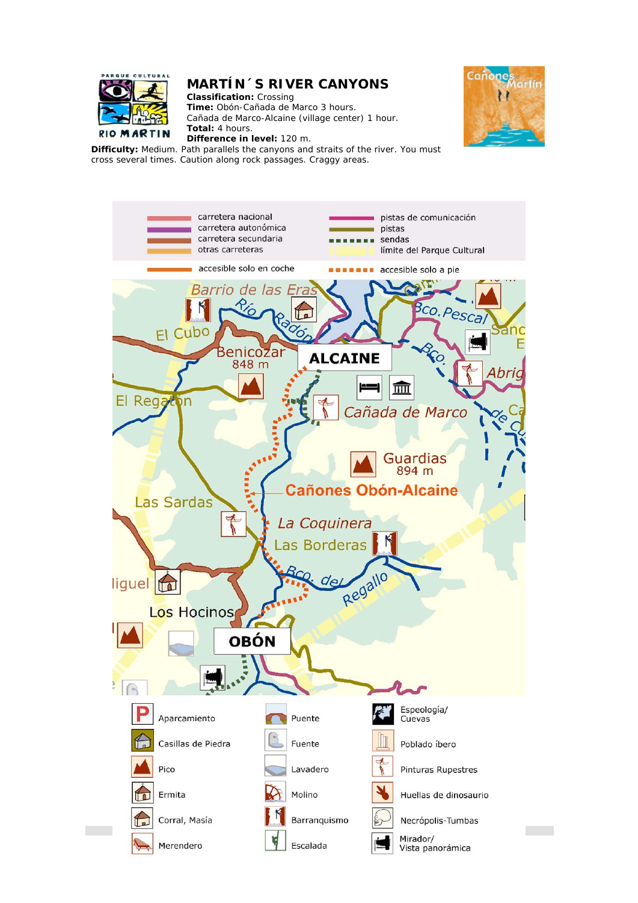# MARTÍN´S RIVER CANYONS

**Classification:** Crossing
**Time:** Obón-Cañada de Marco 3 hours.
Cañada de Marco-Alcaine (village center) 1 hour.
**Total:** 4 hours.
**Difference in level:** 120 m.

**Difficulty:** Medium. Path parallels the canyons and straits of the river. You must cross several times. Caution along rock passages. Craggy areas.

| | |
|---|---|
| carretera nacional | pistas de comunicación |
| carretera autonómica | pistas |
| carretera secundaria | sendas |
| otras carreteras | límite del Parque Cultural |
| accesible solo en coche | accesible solo a pie |

Barrio de las Eras
Río Radón
El Cubo
Benicozar 848 m
ALCAINE
Bco. Pescal
El Regatón
Cañada de Marco
Guardias 894 m
Cañones Obón-Alcaine
Las Sardas
La Coquinera
Las Borderas
Bco. del Regallo
Los Hocinos
OBÓN

| | | |
|---|---|---|
| Aparcamiento | Puente | Espeología/ Cuevas |
| Casillas de Piedra | Fuente | Poblado íbero |
| Pico | Lavadero | Pinturas Rupestres |
| Ermita | Molino | Huellas de dinosaurio |
| Corral, Masía | Barranquismo | Necrópolis-Tumbas |
| Merendero | Escalada | Mirador/ Vista panorámica |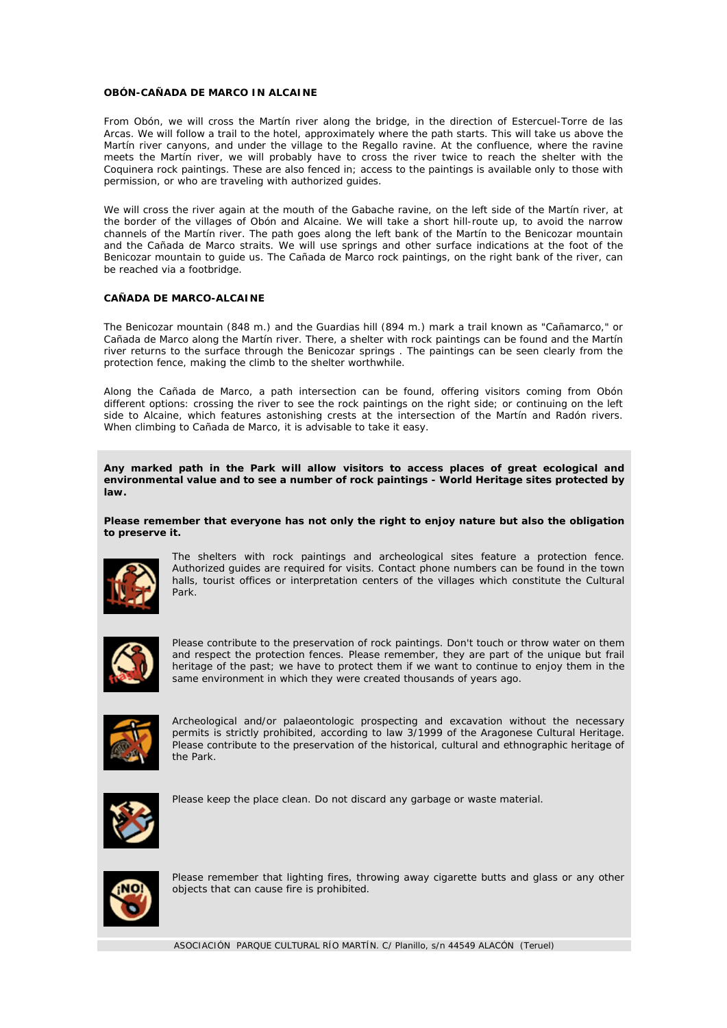### OBÓN-CAÑADA DE MARCO IN ALCAINE

From Obón, we will cross the Martín river along the bridge, in the direction of Estercuel-Torre de las Arcas. We will follow a trail to the hotel, approximately where the path starts. This will take us above the Martín river canyons, and under the village to the Regallo ravine. At the confluence, where the ravine meets the Martín river, we will probably have to cross the river twice to reach the shelter with the Coquinera rock paintings. These are also fenced in; access to the paintings is available only to those with permission, or who are traveling with authorized guides.

We will cross the river again at the mouth of the Gabache ravine, on the left side of the Martín river, at the border of the villages of Obón and Alcaine. We will take a short hill-route up, to avoid the narrow channels of the Martín river. The path goes along the left bank of the Martín to the Benicozar mountain and the Cañada de Marco straits. We will use springs and other surface indications at the foot of the Benicozar mountain to guide us. The Cañada de Marco rock paintings, on the right bank of the river, can be reached via a footbridge.

### CAÑADA DE MARCO-ALCAINE

The Benicozar mountain (848 m.) and the Guardias hill (894 m.) mark a trail known as "Cañamarco," or Cañada de Marco along the Martín river. There, a shelter with rock paintings can be found and the Martín river returns to the surface through the Benicozar springs . The paintings can be seen clearly from the protection fence, making the climb to the shelter worthwhile.

Along the Cañada de Marco, a path intersection can be found, offering visitors coming from Obón different options: crossing the river to see the rock paintings on the right side; or continuing on the left side to Alcaine, which features astonishing crests at the intersection of the Martín and Radón rivers. When climbing to Cañada de Marco, it is advisable to take it easy.

**Any marked path in the Park will allow visitors to access places of great ecological and environmental value and to see a number of rock paintings - World Heritage sites protected by law.**

**Please remember that everyone has not only the right to enjoy nature but also the obligation to preserve it.**

The shelters with rock paintings and archeological sites feature a protection fence. Authorized guides are required for visits. Contact phone numbers can be found in the town halls, tourist offices or interpretation centers of the villages which constitute the Cultural Park.

Please contribute to the preservation of rock paintings. Don't touch or throw water on them and respect the protection fences. Please remember, they are part of the unique but frail heritage of the past; we have to protect them if we want to continue to enjoy them in the same environment in which they were created thousands of years ago.

Archeological and/or palaeontologic prospecting and excavation without the necessary permits is strictly prohibited, according to law 3/1999 of the Aragonese Cultural Heritage. Please contribute to the preservation of the historical, cultural and ethnographic heritage of the Park.

Please keep the place clean. Do not discard any garbage or waste material.

Please remember that lighting fires, throwing away cigarette butts and glass or any other objects that can cause fire is prohibited.

ASOCIACIÓN PARQUE CULTURAL RÍO MARTÍN. C/ Planillo, s/n 44549 ALACÓN (Teruel)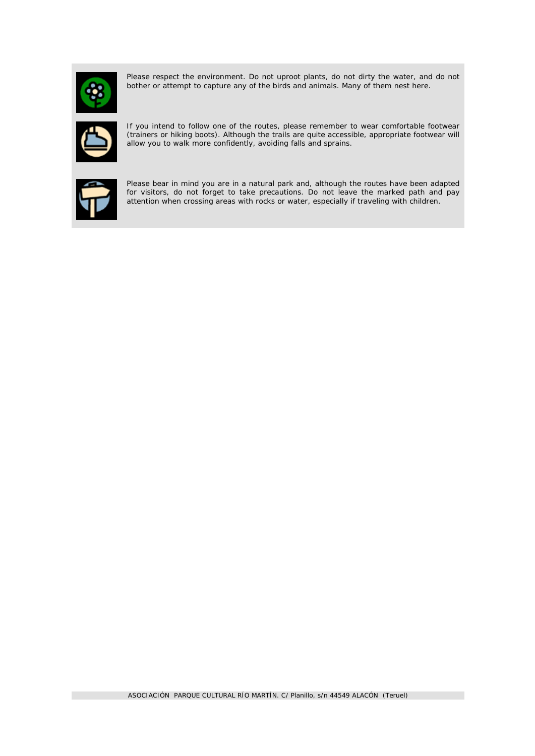Please respect the environment. Do not uproot plants, do not dirty the water, and do not bother or attempt to capture any of the birds and animals. Many of them nest here.

If you intend to follow one of the routes, please remember to wear comfortable footwear (trainers or hiking boots). Although the trails are quite accessible, appropriate footwear will allow you to walk more confidently, avoiding falls and sprains.

Please bear in mind you are in a natural park and, although the routes have been adapted for visitors, do not forget to take precautions. Do not leave the marked path and pay attention when crossing areas with rocks or water, especially if traveling with children.

ASOCIACIÓN PARQUE CULTURAL RÍO MARTÍN. C/ Planillo, s/n 44549 ALACÓN (Teruel)